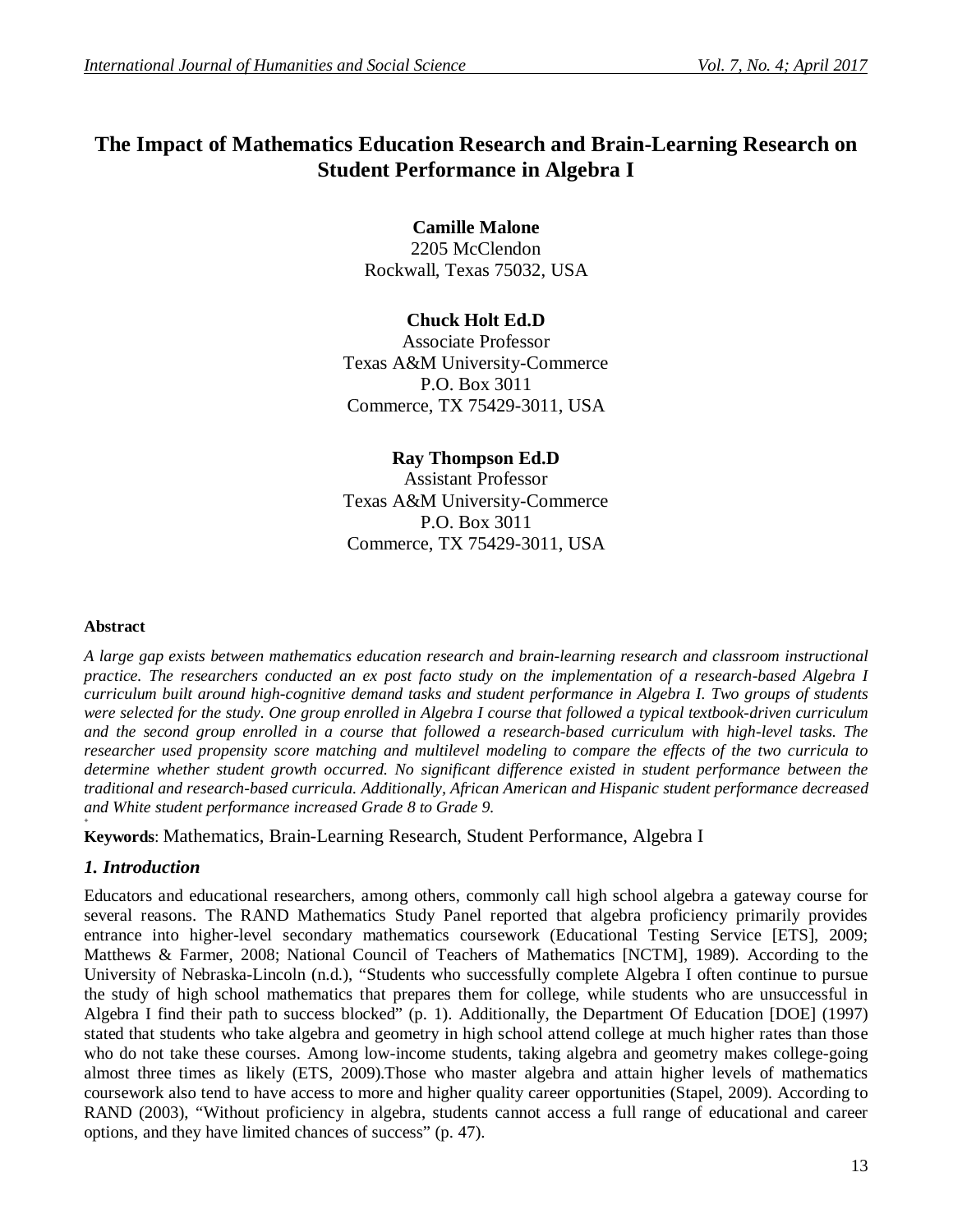# The Impact of Mathematics Education Research and Brain-Learning Research on Student Performance in Algebra I

**Camille Malone**
2205 McClendon
Rockwall, Texas 75032, USA

**Chuck Holt Ed.D**
Associate Professor
Texas A&M University-Commerce
P.O. Box 3011
Commerce, TX 75429-3011, USA

**Ray Thompson Ed.D**
Assistant Professor
Texas A&M University-Commerce
P.O. Box 3011
Commerce, TX 75429-3011, USA

**Abstract**

*A large gap exists between mathematics education research and brain-learning research and classroom instructional practice. The researchers conducted an ex post facto study on the implementation of a research-based Algebra I curriculum built around high-cognitive demand tasks and student performance in Algebra I. Two groups of students were selected for the study. One group enrolled in Algebra I course that followed a typical textbook-driven curriculum and the second group enrolled in a course that followed a research-based curriculum with high-level tasks. The researcher used propensity score matching and multilevel modeling to compare the effects of the two curricula to determine whether student growth occurred. No significant difference existed in student performance between the traditional and research-based curricula. Additionally, African American and Hispanic student performance decreased and White student performance increased Grade 8 to Grade 9.*

**Keywords**: Mathematics, Brain-Learning Research, Student Performance, Algebra I

## 1. Introduction

Educators and educational researchers, among others, commonly call high school algebra a gateway course for several reasons. The RAND Mathematics Study Panel reported that algebra proficiency primarily provides entrance into higher-level secondary mathematics coursework (Educational Testing Service [ETS], 2009; Matthews & Farmer, 2008; National Council of Teachers of Mathematics [NCTM], 1989). According to the University of Nebraska-Lincoln (n.d.), "Students who successfully complete Algebra I often continue to pursue the study of high school mathematics that prepares them for college, while students who are unsuccessful in Algebra I find their path to success blocked" (p. 1). Additionally, the Department Of Education [DOE] (1997) stated that students who take algebra and geometry in high school attend college at much higher rates than those who do not take these courses. Among low-income students, taking algebra and geometry makes college-going almost three times as likely (ETS, 2009).Those who master algebra and attain higher levels of mathematics coursework also tend to have access to more and higher quality career opportunities (Stapel, 2009). According to RAND (2003), "Without proficiency in algebra, students cannot access a full range of educational and career options, and they have limited chances of success" (p. 47).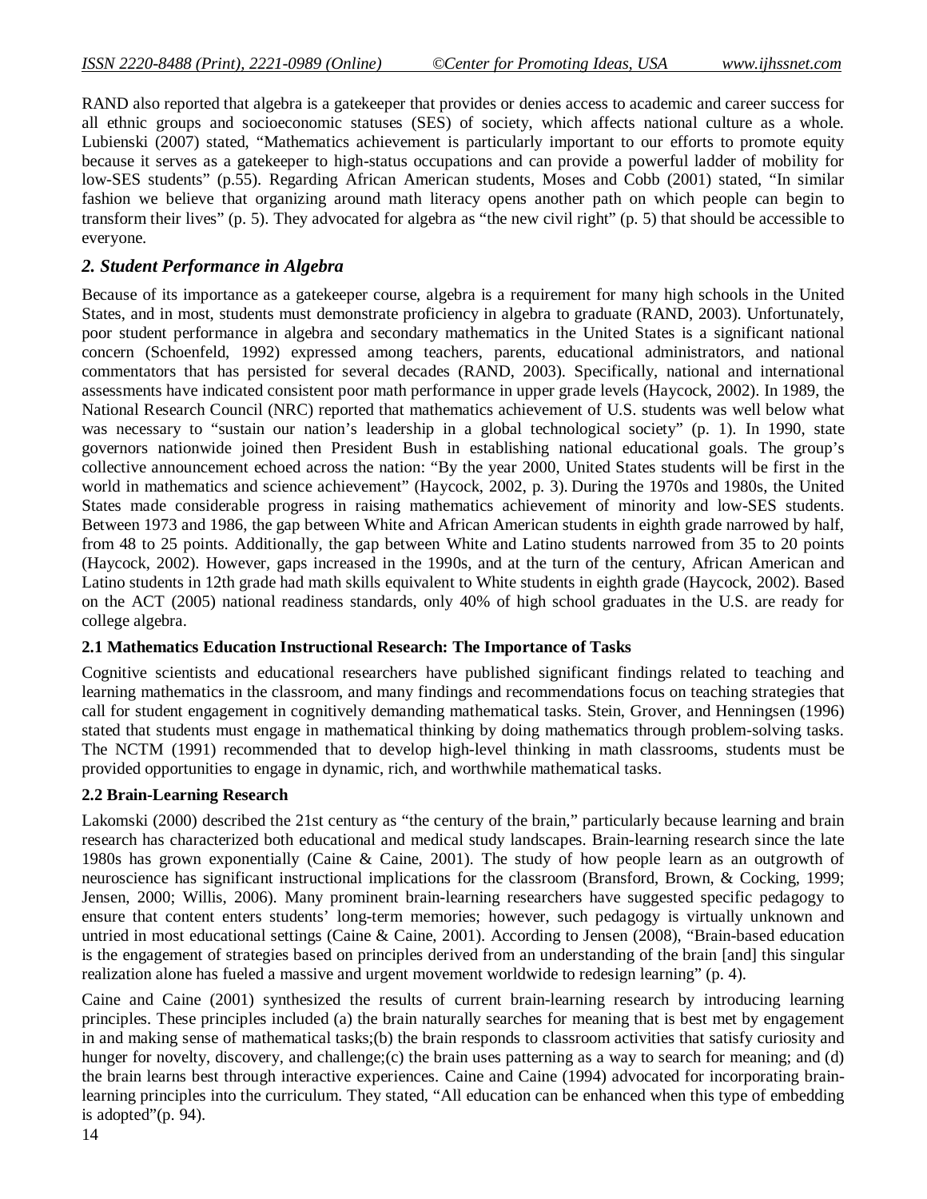RAND also reported that algebra is a gatekeeper that provides or denies access to academic and career success for all ethnic groups and socioeconomic statuses (SES) of society, which affects national culture as a whole. Lubienski (2007) stated, "Mathematics achievement is particularly important to our efforts to promote equity because it serves as a gatekeeper to high-status occupations and can provide a powerful ladder of mobility for low-SES students" (p.55). Regarding African American students, Moses and Cobb (2001) stated, "In similar fashion we believe that organizing around math literacy opens another path on which people can begin to transform their lives" (p. 5). They advocated for algebra as "the new civil right" (p. 5) that should be accessible to everyone.

## *2. Student Performance in Algebra*

Because of its importance as a gatekeeper course, algebra is a requirement for many high schools in the United States, and in most, students must demonstrate proficiency in algebra to graduate (RAND, 2003). Unfortunately, poor student performance in algebra and secondary mathematics in the United States is a significant national concern (Schoenfeld, 1992) expressed among teachers, parents, educational administrators, and national commentators that has persisted for several decades (RAND, 2003). Specifically, national and international assessments have indicated consistent poor math performance in upper grade levels (Haycock, 2002). In 1989, the National Research Council (NRC) reported that mathematics achievement of U.S. students was well below what was necessary to "sustain our nation's leadership in a global technological society" (p. 1). In 1990, state governors nationwide joined then President Bush in establishing national educational goals. The group's collective announcement echoed across the nation: "By the year 2000, United States students will be first in the world in mathematics and science achievement" (Haycock, 2002, p. 3). During the 1970s and 1980s, the United States made considerable progress in raising mathematics achievement of minority and low-SES students. Between 1973 and 1986, the gap between White and African American students in eighth grade narrowed by half, from 48 to 25 points. Additionally, the gap between White and Latino students narrowed from 35 to 20 points (Haycock, 2002). However, gaps increased in the 1990s, and at the turn of the century, African American and Latino students in 12th grade had math skills equivalent to White students in eighth grade (Haycock, 2002). Based on the ACT (2005) national readiness standards, only 40% of high school graduates in the U.S. are ready for college algebra.

### **2.1 Mathematics Education Instructional Research: The Importance of Tasks**

Cognitive scientists and educational researchers have published significant findings related to teaching and learning mathematics in the classroom, and many findings and recommendations focus on teaching strategies that call for student engagement in cognitively demanding mathematical tasks. Stein, Grover, and Henningsen (1996) stated that students must engage in mathematical thinking by doing mathematics through problem-solving tasks. The NCTM (1991) recommended that to develop high-level thinking in math classrooms, students must be provided opportunities to engage in dynamic, rich, and worthwhile mathematical tasks.

### **2.2 Brain-Learning Research**

Lakomski (2000) described the 21st century as "the century of the brain," particularly because learning and brain research has characterized both educational and medical study landscapes. Brain-learning research since the late 1980s has grown exponentially (Caine & Caine, 2001). The study of how people learn as an outgrowth of neuroscience has significant instructional implications for the classroom (Bransford, Brown, & Cocking, 1999; Jensen, 2000; Willis, 2006). Many prominent brain-learning researchers have suggested specific pedagogy to ensure that content enters students' long-term memories; however, such pedagogy is virtually unknown and untried in most educational settings (Caine & Caine, 2001). According to Jensen (2008), "Brain-based education is the engagement of strategies based on principles derived from an understanding of the brain [and] this singular realization alone has fueled a massive and urgent movement worldwide to redesign learning" (p. 4).

Caine and Caine (2001) synthesized the results of current brain-learning research by introducing learning principles. These principles included (a) the brain naturally searches for meaning that is best met by engagement in and making sense of mathematical tasks;(b) the brain responds to classroom activities that satisfy curiosity and hunger for novelty, discovery, and challenge;(c) the brain uses patterning as a way to search for meaning; and (d) the brain learns best through interactive experiences. Caine and Caine (1994) advocated for incorporating brain-learning principles into the curriculum. They stated, "All education can be enhanced when this type of embedding is adopted"(p. 94).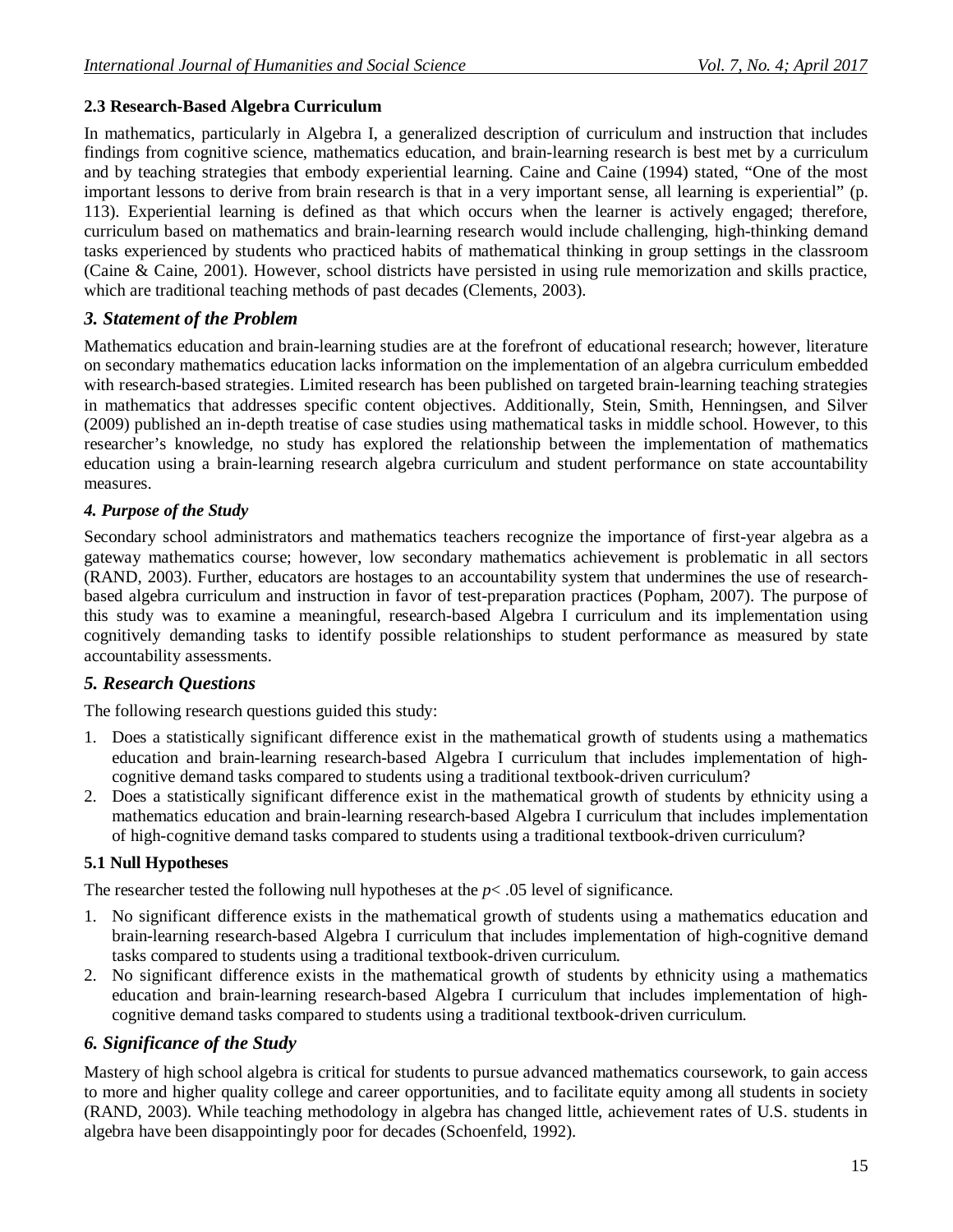### 2.3 Research-Based Algebra Curriculum

In mathematics, particularly in Algebra I, a generalized description of curriculum and instruction that includes findings from cognitive science, mathematics education, and brain-learning research is best met by a curriculum and by teaching strategies that embody experiential learning. Caine and Caine (1994) stated, "One of the most important lessons to derive from brain research is that in a very important sense, all learning is experiential" (p. 113). Experiential learning is defined as that which occurs when the learner is actively engaged; therefore, curriculum based on mathematics and brain-learning research would include challenging, high-thinking demand tasks experienced by students who practiced habits of mathematical thinking in group settings in the classroom (Caine & Caine, 2001). However, school districts have persisted in using rule memorization and skills practice, which are traditional teaching methods of past decades (Clements, 2003).

## *3. Statement of the Problem*

Mathematics education and brain-learning studies are at the forefront of educational research; however, literature on secondary mathematics education lacks information on the implementation of an algebra curriculum embedded with research-based strategies. Limited research has been published on targeted brain-learning teaching strategies in mathematics that addresses specific content objectives. Additionally, Stein, Smith, Henningsen, and Silver (2009) published an in-depth treatise of case studies using mathematical tasks in middle school. However, to this researcher's knowledge, no study has explored the relationship between the implementation of mathematics education using a brain-learning research algebra curriculum and student performance on state accountability measures.

## *4. Purpose of the Study*

Secondary school administrators and mathematics teachers recognize the importance of first-year algebra as a gateway mathematics course; however, low secondary mathematics achievement is problematic in all sectors (RAND, 2003). Further, educators are hostages to an accountability system that undermines the use of research-based algebra curriculum and instruction in favor of test-preparation practices (Popham, 2007). The purpose of this study was to examine a meaningful, research-based Algebra I curriculum and its implementation using cognitively demanding tasks to identify possible relationships to student performance as measured by state accountability assessments.

## *5. Research Questions*

The following research questions guided this study:

1. Does a statistically significant difference exist in the mathematical growth of students using a mathematics education and brain-learning research-based Algebra I curriculum that includes implementation of high-cognitive demand tasks compared to students using a traditional textbook-driven curriculum?
2. Does a statistically significant difference exist in the mathematical growth of students by ethnicity using a mathematics education and brain-learning research-based Algebra I curriculum that includes implementation of high-cognitive demand tasks compared to students using a traditional textbook-driven curriculum?

### 5.1 Null Hypotheses

The researcher tested the following null hypotheses at the $p < .05$ level of significance.

1. No significant difference exists in the mathematical growth of students using a mathematics education and brain-learning research-based Algebra I curriculum that includes implementation of high-cognitive demand tasks compared to students using a traditional textbook-driven curriculum.
2. No significant difference exists in the mathematical growth of students by ethnicity using a mathematics education and brain-learning research-based Algebra I curriculum that includes implementation of high-cognitive demand tasks compared to students using a traditional textbook-driven curriculum.

## *6. Significance of the Study*

Mastery of high school algebra is critical for students to pursue advanced mathematics coursework, to gain access to more and higher quality college and career opportunities, and to facilitate equity among all students in society (RAND, 2003). While teaching methodology in algebra has changed little, achievement rates of U.S. students in algebra have been disappointingly poor for decades (Schoenfeld, 1992).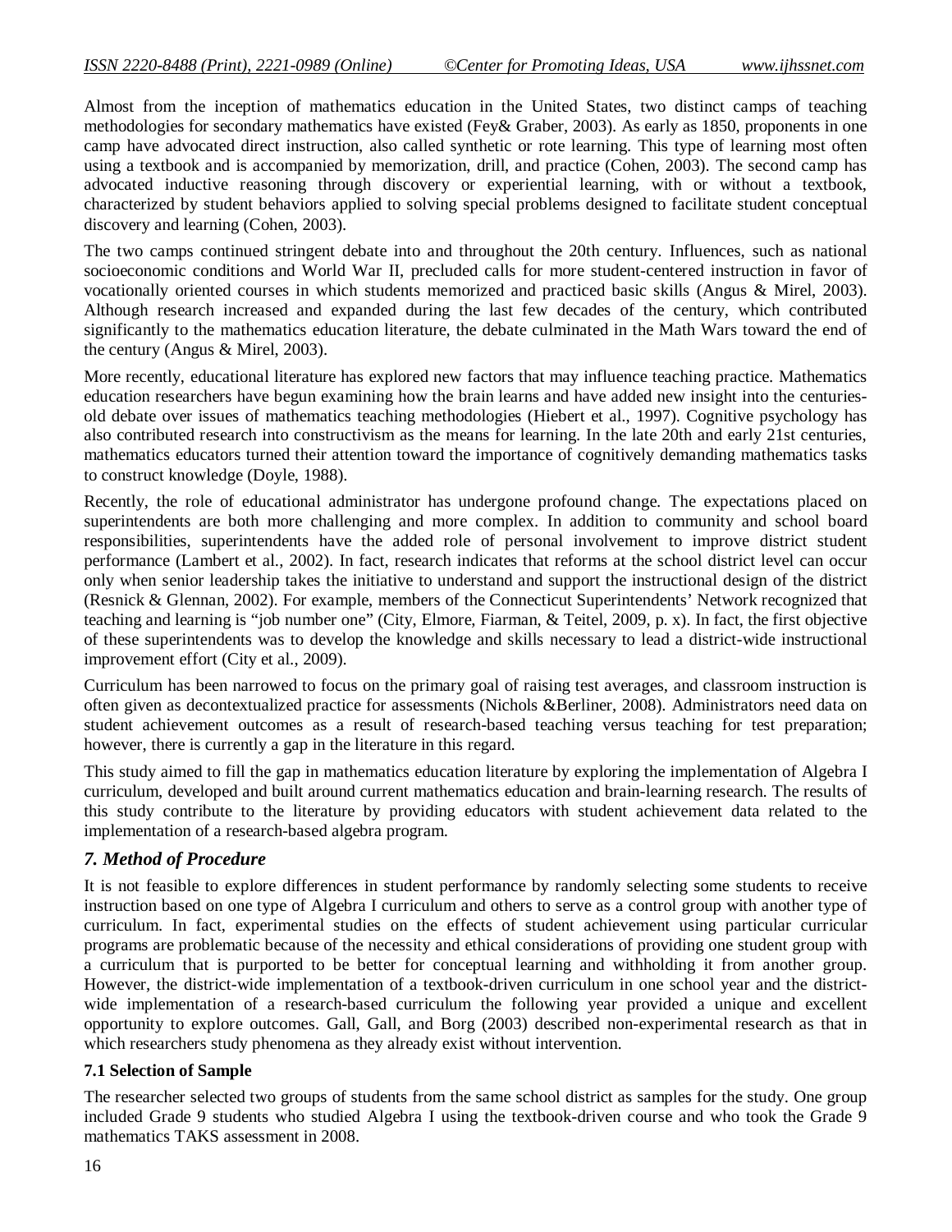Almost from the inception of mathematics education in the United States, two distinct camps of teaching methodologies for secondary mathematics have existed (Fey& Graber, 2003). As early as 1850, proponents in one camp have advocated direct instruction, also called synthetic or rote learning. This type of learning most often using a textbook and is accompanied by memorization, drill, and practice (Cohen, 2003). The second camp has advocated inductive reasoning through discovery or experiential learning, with or without a textbook, characterized by student behaviors applied to solving special problems designed to facilitate student conceptual discovery and learning (Cohen, 2003).

The two camps continued stringent debate into and throughout the 20th century. Influences, such as national socioeconomic conditions and World War II, precluded calls for more student-centered instruction in favor of vocationally oriented courses in which students memorized and practiced basic skills (Angus & Mirel, 2003). Although research increased and expanded during the last few decades of the century, which contributed significantly to the mathematics education literature, the debate culminated in the Math Wars toward the end of the century (Angus & Mirel, 2003).

More recently, educational literature has explored new factors that may influence teaching practice. Mathematics education researchers have begun examining how the brain learns and have added new insight into the centuries-old debate over issues of mathematics teaching methodologies (Hiebert et al., 1997). Cognitive psychology has also contributed research into constructivism as the means for learning. In the late 20th and early 21st centuries, mathematics educators turned their attention toward the importance of cognitively demanding mathematics tasks to construct knowledge (Doyle, 1988).

Recently, the role of educational administrator has undergone profound change. The expectations placed on superintendents are both more challenging and more complex. In addition to community and school board responsibilities, superintendents have the added role of personal involvement to improve district student performance (Lambert et al., 2002). In fact, research indicates that reforms at the school district level can occur only when senior leadership takes the initiative to understand and support the instructional design of the district (Resnick & Glennan, 2002). For example, members of the Connecticut Superintendents' Network recognized that teaching and learning is "job number one" (City, Elmore, Fiarman, & Teitel, 2009, p. x). In fact, the first objective of these superintendents was to develop the knowledge and skills necessary to lead a district-wide instructional improvement effort (City et al., 2009).

Curriculum has been narrowed to focus on the primary goal of raising test averages, and classroom instruction is often given as decontextualized practice for assessments (Nichols &Berliner, 2008). Administrators need data on student achievement outcomes as a result of research-based teaching versus teaching for test preparation; however, there is currently a gap in the literature in this regard.

This study aimed to fill the gap in mathematics education literature by exploring the implementation of Algebra I curriculum, developed and built around current mathematics education and brain-learning research. The results of this study contribute to the literature by providing educators with student achievement data related to the implementation of a research-based algebra program.

## *7. Method of Procedure*

It is not feasible to explore differences in student performance by randomly selecting some students to receive instruction based on one type of Algebra I curriculum and others to serve as a control group with another type of curriculum. In fact, experimental studies on the effects of student achievement using particular curricular programs are problematic because of the necessity and ethical considerations of providing one student group with a curriculum that is purported to be better for conceptual learning and withholding it from another group. However, the district-wide implementation of a textbook-driven curriculum in one school year and the district-wide implementation of a research-based curriculum the following year provided a unique and excellent opportunity to explore outcomes. Gall, Gall, and Borg (2003) described non-experimental research as that in which researchers study phenomena as they already exist without intervention.

### 7.1 Selection of Sample

The researcher selected two groups of students from the same school district as samples for the study. One group included Grade 9 students who studied Algebra I using the textbook-driven course and who took the Grade 9 mathematics TAKS assessment in 2008.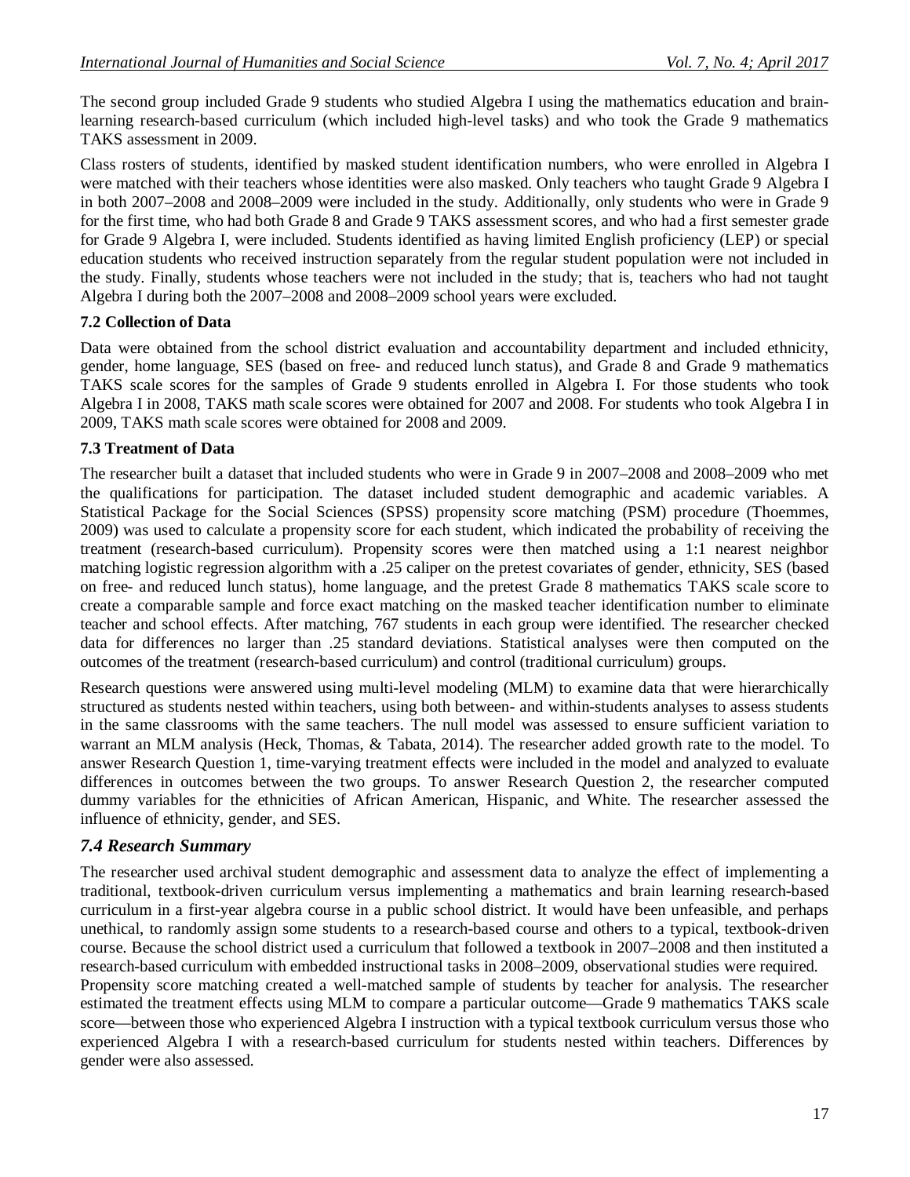The second group included Grade 9 students who studied Algebra I using the mathematics education and brain-learning research-based curriculum (which included high-level tasks) and who took the Grade 9 mathematics TAKS assessment in 2009.

Class rosters of students, identified by masked student identification numbers, who were enrolled in Algebra I were matched with their teachers whose identities were also masked. Only teachers who taught Grade 9 Algebra I in both 2007–2008 and 2008–2009 were included in the study. Additionally, only students who were in Grade 9 for the first time, who had both Grade 8 and Grade 9 TAKS assessment scores, and who had a first semester grade for Grade 9 Algebra I, were included. Students identified as having limited English proficiency (LEP) or special education students who received instruction separately from the regular student population were not included in the study. Finally, students whose teachers were not included in the study; that is, teachers who had not taught Algebra I during both the 2007–2008 and 2008–2009 school years were excluded.

**7.2 Collection of Data**

Data were obtained from the school district evaluation and accountability department and included ethnicity, gender, home language, SES (based on free- and reduced lunch status), and Grade 8 and Grade 9 mathematics TAKS scale scores for the samples of Grade 9 students enrolled in Algebra I. For those students who took Algebra I in 2008, TAKS math scale scores were obtained for 2007 and 2008. For students who took Algebra I in 2009, TAKS math scale scores were obtained for 2008 and 2009.

**7.3 Treatment of Data**

The researcher built a dataset that included students who were in Grade 9 in 2007–2008 and 2008–2009 who met the qualifications for participation. The dataset included student demographic and academic variables. A Statistical Package for the Social Sciences (SPSS) propensity score matching (PSM) procedure (Thoemmes, 2009) was used to calculate a propensity score for each student, which indicated the probability of receiving the treatment (research-based curriculum). Propensity scores were then matched using a 1:1 nearest neighbor matching logistic regression algorithm with a .25 caliper on the pretest covariates of gender, ethnicity, SES (based on free- and reduced lunch status), home language, and the pretest Grade 8 mathematics TAKS scale score to create a comparable sample and force exact matching on the masked teacher identification number to eliminate teacher and school effects. After matching, 767 students in each group were identified. The researcher checked data for differences no larger than .25 standard deviations. Statistical analyses were then computed on the outcomes of the treatment (research-based curriculum) and control (traditional curriculum) groups.

Research questions were answered using multi-level modeling (MLM) to examine data that were hierarchically structured as students nested within teachers, using both between- and within-students analyses to assess students in the same classrooms with the same teachers. The null model was assessed to ensure sufficient variation to warrant an MLM analysis (Heck, Thomas, & Tabata, 2014). The researcher added growth rate to the model. To answer Research Question 1, time-varying treatment effects were included in the model and analyzed to evaluate differences in outcomes between the two groups. To answer Research Question 2, the researcher computed dummy variables for the ethnicities of African American, Hispanic, and White. The researcher assessed the influence of ethnicity, gender, and SES.

### *7.4 Research Summary*

The researcher used archival student demographic and assessment data to analyze the effect of implementing a traditional, textbook-driven curriculum versus implementing a mathematics and brain learning research-based curriculum in a first-year algebra course in a public school district. It would have been unfeasible, and perhaps unethical, to randomly assign some students to a research-based course and others to a typical, textbook-driven course. Because the school district used a curriculum that followed a textbook in 2007–2008 and then instituted a research-based curriculum with embedded instructional tasks in 2008–2009, observational studies were required.

Propensity score matching created a well-matched sample of students by teacher for analysis. The researcher estimated the treatment effects using MLM to compare a particular outcome—Grade 9 mathematics TAKS scale score—between those who experienced Algebra I instruction with a typical textbook curriculum versus those who experienced Algebra I with a research-based curriculum for students nested within teachers. Differences by gender were also assessed.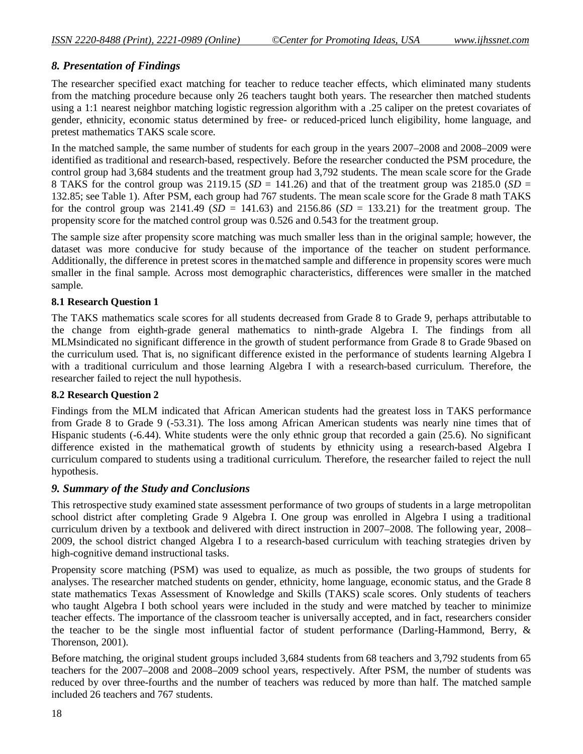## *8. Presentation of Findings*

The researcher specified exact matching for teacher to reduce teacher effects, which eliminated many students from the matching procedure because only 26 teachers taught both years. The researcher then matched students using a 1:1 nearest neighbor matching logistic regression algorithm with a .25 caliper on the pretest covariates of gender, ethnicity, economic status determined by free- or reduced-priced lunch eligibility, home language, and pretest mathematics TAKS scale score.

In the matched sample, the same number of students for each group in the years 2007–2008 and 2008–2009 were identified as traditional and research-based, respectively. Before the researcher conducted the PSM procedure, the control group had 3,684 students and the treatment group had 3,792 students. The mean scale score for the Grade 8 TAKS for the control group was 2119.15 (*SD* = 141.26) and that of the treatment group was 2185.0 (*SD* = 132.85; see Table 1). After PSM, each group had 767 students. The mean scale score for the Grade 8 math TAKS for the control group was 2141.49 (*SD* = 141.63) and 2156.86 (*SD* = 133.21) for the treatment group. The propensity score for the matched control group was 0.526 and 0.543 for the treatment group.

The sample size after propensity score matching was much smaller less than in the original sample; however, the dataset was more conducive for study because of the importance of the teacher on student performance. Additionally, the difference in pretest scores in thematched sample and difference in propensity scores were much smaller in the final sample. Across most demographic characteristics, differences were smaller in the matched sample.

### 8.1 Research Question 1

The TAKS mathematics scale scores for all students decreased from Grade 8 to Grade 9, perhaps attributable to the change from eighth-grade general mathematics to ninth-grade Algebra I. The findings from all MLMsindicated no significant difference in the growth of student performance from Grade 8 to Grade 9based on the curriculum used. That is, no significant difference existed in the performance of students learning Algebra I with a traditional curriculum and those learning Algebra I with a research-based curriculum. Therefore, the researcher failed to reject the null hypothesis.

### 8.2 Research Question 2

Findings from the MLM indicated that African American students had the greatest loss in TAKS performance from Grade 8 to Grade 9 (-53.31). The loss among African American students was nearly nine times that of Hispanic students (-6.44). White students were the only ethnic group that recorded a gain (25.6). No significant difference existed in the mathematical growth of students by ethnicity using a research-based Algebra I curriculum compared to students using a traditional curriculum. Therefore, the researcher failed to reject the null hypothesis.

## *9. Summary of the Study and Conclusions*

This retrospective study examined state assessment performance of two groups of students in a large metropolitan school district after completing Grade 9 Algebra I. One group was enrolled in Algebra I using a traditional curriculum driven by a textbook and delivered with direct instruction in 2007–2008. The following year, 2008–2009, the school district changed Algebra I to a research-based curriculum with teaching strategies driven by high-cognitive demand instructional tasks.

Propensity score matching (PSM) was used to equalize, as much as possible, the two groups of students for analyses. The researcher matched students on gender, ethnicity, home language, economic status, and the Grade 8 state mathematics Texas Assessment of Knowledge and Skills (TAKS) scale scores. Only students of teachers who taught Algebra I both school years were included in the study and were matched by teacher to minimize teacher effects. The importance of the classroom teacher is universally accepted, and in fact, researchers consider the teacher to be the single most influential factor of student performance (Darling-Hammond, Berry, & Thorenson, 2001).

Before matching, the original student groups included 3,684 students from 68 teachers and 3,792 students from 65 teachers for the 2007–2008 and 2008–2009 school years, respectively. After PSM, the number of students was reduced by over three-fourths and the number of teachers was reduced by more than half. The matched sample included 26 teachers and 767 students.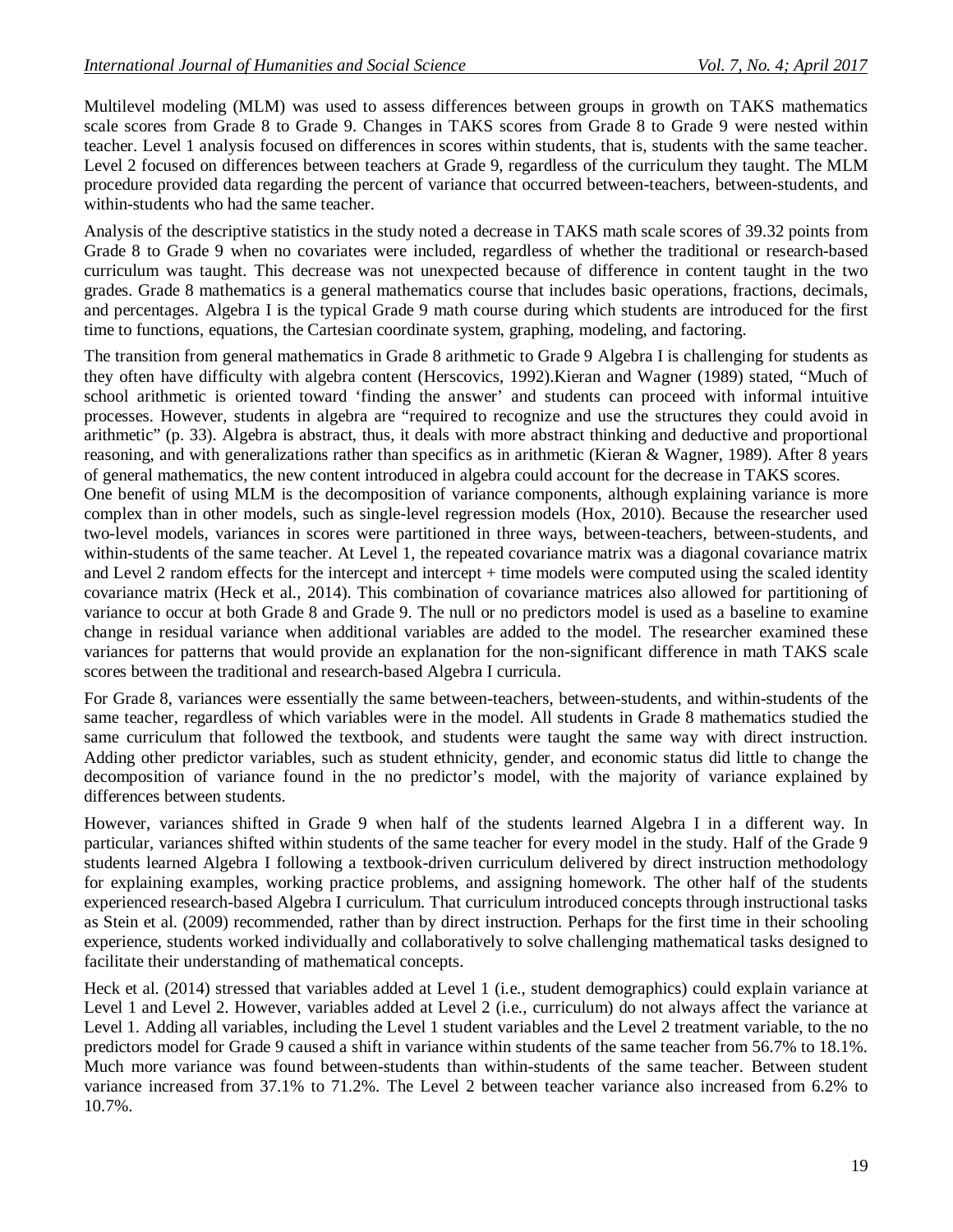Multilevel modeling (MLM) was used to assess differences between groups in growth on TAKS mathematics scale scores from Grade 8 to Grade 9. Changes in TAKS scores from Grade 8 to Grade 9 were nested within teacher. Level 1 analysis focused on differences in scores within students, that is, students with the same teacher. Level 2 focused on differences between teachers at Grade 9, regardless of the curriculum they taught. The MLM procedure provided data regarding the percent of variance that occurred between-teachers, between-students, and within-students who had the same teacher.

Analysis of the descriptive statistics in the study noted a decrease in TAKS math scale scores of 39.32 points from Grade 8 to Grade 9 when no covariates were included, regardless of whether the traditional or research-based curriculum was taught. This decrease was not unexpected because of difference in content taught in the two grades. Grade 8 mathematics is a general mathematics course that includes basic operations, fractions, decimals, and percentages. Algebra I is the typical Grade 9 math course during which students are introduced for the first time to functions, equations, the Cartesian coordinate system, graphing, modeling, and factoring.

The transition from general mathematics in Grade 8 arithmetic to Grade 9 Algebra I is challenging for students as they often have difficulty with algebra content (Herscovics, 1992).Kieran and Wagner (1989) stated, "Much of school arithmetic is oriented toward 'finding the answer' and students can proceed with informal intuitive processes. However, students in algebra are "required to recognize and use the structures they could avoid in arithmetic" (p. 33). Algebra is abstract, thus, it deals with more abstract thinking and deductive and proportional reasoning, and with generalizations rather than specifics as in arithmetic (Kieran & Wagner, 1989). After 8 years of general mathematics, the new content introduced in algebra could account for the decrease in TAKS scores.

One benefit of using MLM is the decomposition of variance components, although explaining variance is more complex than in other models, such as single-level regression models (Hox, 2010). Because the researcher used two-level models, variances in scores were partitioned in three ways, between-teachers, between-students, and within-students of the same teacher. At Level 1, the repeated covariance matrix was a diagonal covariance matrix and Level 2 random effects for the intercept and intercept + time models were computed using the scaled identity covariance matrix (Heck et al., 2014). This combination of covariance matrices also allowed for partitioning of variance to occur at both Grade 8 and Grade 9. The null or no predictors model is used as a baseline to examine change in residual variance when additional variables are added to the model. The researcher examined these variances for patterns that would provide an explanation for the non-significant difference in math TAKS scale scores between the traditional and research-based Algebra I curricula.

For Grade 8, variances were essentially the same between-teachers, between-students, and within-students of the same teacher, regardless of which variables were in the model. All students in Grade 8 mathematics studied the same curriculum that followed the textbook, and students were taught the same way with direct instruction. Adding other predictor variables, such as student ethnicity, gender, and economic status did little to change the decomposition of variance found in the no predictor's model, with the majority of variance explained by differences between students.

However, variances shifted in Grade 9 when half of the students learned Algebra I in a different way. In particular, variances shifted within students of the same teacher for every model in the study. Half of the Grade 9 students learned Algebra I following a textbook-driven curriculum delivered by direct instruction methodology for explaining examples, working practice problems, and assigning homework. The other half of the students experienced research-based Algebra I curriculum. That curriculum introduced concepts through instructional tasks as Stein et al. (2009) recommended, rather than by direct instruction. Perhaps for the first time in their schooling experience, students worked individually and collaboratively to solve challenging mathematical tasks designed to facilitate their understanding of mathematical concepts.

Heck et al. (2014) stressed that variables added at Level 1 (i.e., student demographics) could explain variance at Level 1 and Level 2. However, variables added at Level 2 (i.e., curriculum) do not always affect the variance at Level 1. Adding all variables, including the Level 1 student variables and the Level 2 treatment variable, to the no predictors model for Grade 9 caused a shift in variance within students of the same teacher from 56.7% to 18.1%. Much more variance was found between-students than within-students of the same teacher. Between student variance increased from 37.1% to 71.2%. The Level 2 between teacher variance also increased from 6.2% to 10.7%.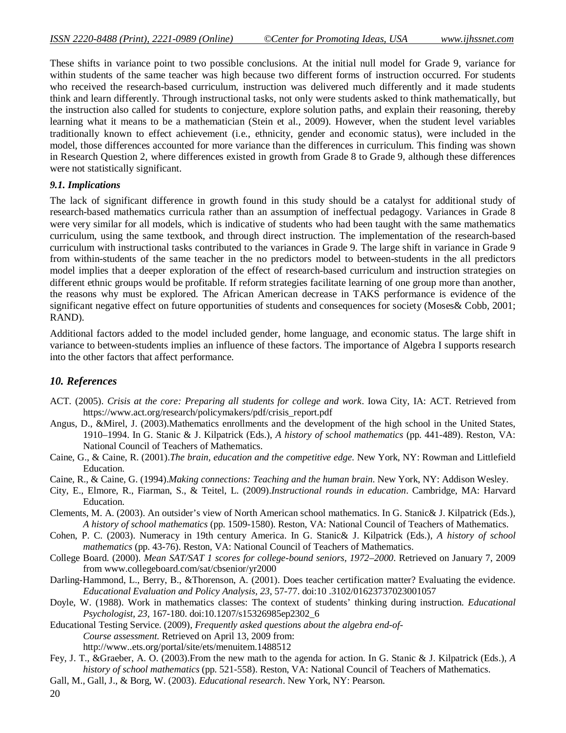These shifts in variance point to two possible conclusions. At the initial null model for Grade 9, variance for within students of the same teacher was high because two different forms of instruction occurred. For students who received the research-based curriculum, instruction was delivered much differently and it made students think and learn differently. Through instructional tasks, not only were students asked to think mathematically, but the instruction also called for students to conjecture, explore solution paths, and explain their reasoning, thereby learning what it means to be a mathematician (Stein et al., 2009). However, when the student level variables traditionally known to effect achievement (i.e., ethnicity, gender and economic status), were included in the model, those differences accounted for more variance than the differences in curriculum. This finding was shown in Research Question 2, where differences existed in growth from Grade 8 to Grade 9, although these differences were not statistically significant.

### *9.1. Implications*

The lack of significant difference in growth found in this study should be a catalyst for additional study of research-based mathematics curricula rather than an assumption of ineffectual pedagogy. Variances in Grade 8 were very similar for all models, which is indicative of students who had been taught with the same mathematics curriculum, using the same textbook, and through direct instruction. The implementation of the research-based curriculum with instructional tasks contributed to the variances in Grade 9. The large shift in variance in Grade 9 from within-students of the same teacher in the no predictors model to between-students in the all predictors model implies that a deeper exploration of the effect of research-based curriculum and instruction strategies on different ethnic groups would be profitable. If reform strategies facilitate learning of one group more than another, the reasons why must be explored. The African American decrease in TAKS performance is evidence of the significant negative effect on future opportunities of students and consequences for society (Moses& Cobb, 2001; RAND).

Additional factors added to the model included gender, home language, and economic status. The large shift in variance to between-students implies an influence of these factors. The importance of Algebra I supports research into the other factors that affect performance.

## *10. References*

ACT. (2005). *Crisis at the core: Preparing all students for college and work*. Iowa City, IA: ACT. Retrieved from https://www.act.org/research/policymakers/pdf/crisis_report.pdf

Angus, D., &Mirel, J. (2003).Mathematics enrollments and the development of the high school in the United States, 1910–1994. In G. Stanic & J. Kilpatrick (Eds.), *A history of school mathematics* (pp. 441-489). Reston, VA: National Council of Teachers of Mathematics.

Caine, G., & Caine, R. (2001).*The brain, education and the competitive edge*. New York, NY: Rowman and Littlefield Education.

Caine, R., & Caine, G. (1994).*Making connections: Teaching and the human brain*. New York, NY: Addison Wesley.

City, E., Elmore, R., Fiarman, S., & Teitel, L. (2009).*Instructional rounds in education*. Cambridge, MA: Harvard Education.

Clements, M. A. (2003). An outsider's view of North American school mathematics. In G. Stanic& J. Kilpatrick (Eds.), *A history of school mathematics* (pp. 1509-1580). Reston, VA: National Council of Teachers of Mathematics.

Cohen, P. C. (2003). Numeracy in 19th century America. In G. Stanic& J. Kilpatrick (Eds.), *A history of school mathematics* (pp. 43-76). Reston, VA: National Council of Teachers of Mathematics.

College Board. (2000). *Mean SAT/SAT 1 scores for college-bound seniors, 1972–2000*. Retrieved on January 7, 2009 from www.collegeboard.com/sat/cbsenior/yr2000

Darling-Hammond, L., Berry, B., &Thorenson, A. (2001). Does teacher certification matter? Evaluating the evidence. *Educational Evaluation and Policy Analysis, 23*, 57-77. doi:10 .3102/01623737023001057

Doyle, W. (1988). Work in mathematics classes: The context of students' thinking during instruction. *Educational Psychologist, 23*, 167-180. doi:10.1207/s15326985ep2302_6

Educational Testing Service. (2009), *Frequently asked questions about the algebra end-of-Course assessment.* Retrieved on April 13, 2009 from: http://www..ets.org/portal/site/ets/menuitem.1488512

Fey, J. T., &Graeber, A. O. (2003).From the new math to the agenda for action. In G. Stanic & J. Kilpatrick (Eds.), *A history of school mathematics* (pp. 521-558). Reston, VA: National Council of Teachers of Mathematics.

Gall, M., Gall, J., & Borg, W. (2003). *Educational research*. New York, NY: Pearson.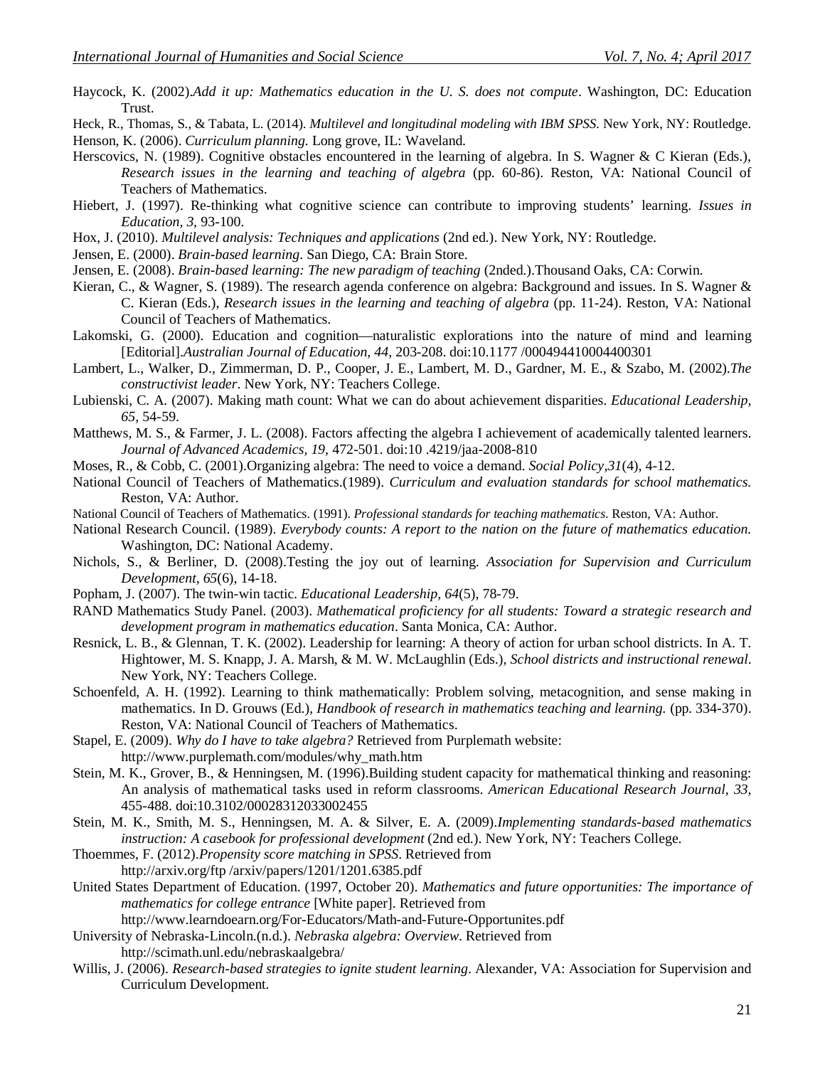Haycock, K. (2002).*Add it up: Mathematics education in the U. S. does not compute*. Washington, DC: Education Trust.

Heck, R., Thomas, S., & Tabata, L. (2014). *Multilevel and longitudinal modeling with IBM SPSS.* New York, NY: Routledge.

Henson, K. (2006). *Curriculum planning.* Long grove, IL: Waveland.

Herscovics, N. (1989). Cognitive obstacles encountered in the learning of algebra. In S. Wagner & C Kieran (Eds.), *Research issues in the learning and teaching of algebra* (pp. 60-86). Reston, VA: National Council of Teachers of Mathematics.

Hiebert, J. (1997). Re-thinking what cognitive science can contribute to improving students' learning. *Issues in Education, 3*, 93-100.

Hox, J. (2010). *Multilevel analysis: Techniques and applications* (2nd ed.). New York, NY: Routledge.

Jensen, E. (2000). *Brain-based learning*. San Diego, CA: Brain Store.

Jensen, E. (2008). *Brain-based learning: The new paradigm of teaching* (2nded.).Thousand Oaks, CA: Corwin.

Kieran, C., & Wagner, S. (1989). The research agenda conference on algebra: Background and issues. In S. Wagner & C. Kieran (Eds.), *Research issues in the learning and teaching of algebra* (pp. 11-24). Reston, VA: National Council of Teachers of Mathematics.

Lakomski, G. (2000). Education and cognition—naturalistic explorations into the nature of mind and learning [Editorial].*Australian Journal of Education, 44,* 203-208. doi:10.1177 /000494410004400301

Lambert, L., Walker, D., Zimmerman, D. P., Cooper, J. E., Lambert, M. D., Gardner, M. E., & Szabo, M. (2002).*The constructivist leader*. New York, NY: Teachers College.

Lubienski, C. A. (2007). Making math count: What we can do about achievement disparities. *Educational Leadership, 65,* 54-59.

Matthews, M. S., & Farmer, J. L. (2008). Factors affecting the algebra I achievement of academically talented learners. *Journal of Advanced Academics, 19,* 472-501. doi:10 .4219/jaa-2008-810

Moses, R., & Cobb, C. (2001).Organizing algebra: The need to voice a demand. *Social Policy,31*(4), 4-12.

National Council of Teachers of Mathematics.(1989). *Curriculum and evaluation standards for school mathematics.* Reston, VA: Author.

National Council of Teachers of Mathematics. (1991). *Professional standards for teaching mathematics.* Reston, VA: Author.

National Research Council. (1989). *Everybody counts: A report to the nation on the future of mathematics education.* Washington, DC: National Academy.

Nichols, S., & Berliner, D. (2008).Testing the joy out of learning. *Association for Supervision and Curriculum Development, 65*(6), 14-18.

Popham, J. (2007). The twin-win tactic. *Educational Leadership, 64*(5), 78-79.

RAND Mathematics Study Panel. (2003). *Mathematical proficiency for all students: Toward a strategic research and development program in mathematics education*. Santa Monica, CA: Author.

Resnick, L. B., & Glennan, T. K. (2002). Leadership for learning: A theory of action for urban school districts. In A. T. Hightower, M. S. Knapp, J. A. Marsh, & M. W. McLaughlin (Eds.), *School districts and instructional renewal*. New York, NY: Teachers College.

Schoenfeld, A. H. (1992). Learning to think mathematically: Problem solving, metacognition, and sense making in mathematics. In D. Grouws (Ed.), *Handbook of research in mathematics teaching and learning.* (pp. 334-370). Reston, VA: National Council of Teachers of Mathematics.

Stapel, E. (2009). *Why do I have to take algebra?* Retrieved from Purplemath website: http://www.purplemath.com/modules/why_math.htm

Stein, M. K., Grover, B., & Henningsen, M. (1996).Building student capacity for mathematical thinking and reasoning: An analysis of mathematical tasks used in reform classrooms. *American Educational Research Journal, 33,* 455-488. doi:10.3102/00028312033002455

Stein, M. K., Smith, M. S., Henningsen, M. A. & Silver, E. A. (2009).*Implementing standards-based mathematics instruction: A casebook for professional development* (2nd ed.). New York, NY: Teachers College.

Thoemmes, F. (2012).*Propensity score matching in SPSS*. Retrieved from http://arxiv.org/ftp /arxiv/papers/1201/1201.6385.pdf

United States Department of Education. (1997, October 20). *Mathematics and future opportunities: The importance of mathematics for college entrance* [White paper]. Retrieved from http://www.learndoearn.org/For-Educators/Math-and-Future-Opportunites.pdf

University of Nebraska-Lincoln.(n.d.). *Nebraska algebra: Overview*. Retrieved from http://scimath.unl.edu/nebraskaalgebra/

Willis, J. (2006). *Research-based strategies to ignite student learning*. Alexander, VA: Association for Supervision and Curriculum Development.